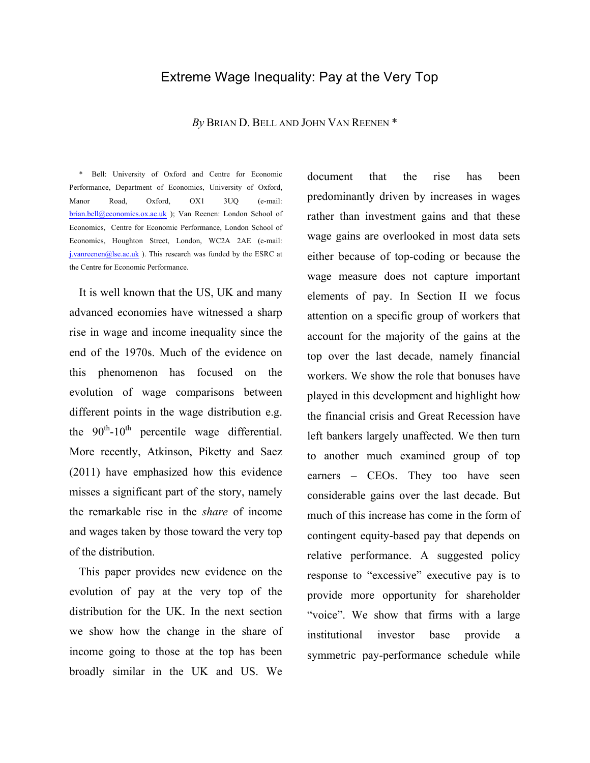# Extreme Wage Inequality: Pay at the Very Top

*By* BRIAN D. BELL AND JOHN VAN REENEN *

\* Bell: University of Oxford and Centre for Economic Performance, Department of Economics, University of Oxford, Manor Road, Oxford, OX1 3UQ (e-mail: brian.bell@economics.ox.ac.uk ); Van Reenen: London School of Economics, Centre for Economic Performance, London School of Economics, Houghton Street, London, WC2A 2AE (e-mail: j.vanreenen@lse.ac.uk ). This research was funded by the ESRC at the Centre for Economic Performance.

It is well known that the US, UK and many advanced economies have witnessed a sharp rise in wage and income inequality since the end of the 1970s. Much of the evidence on this phenomenon has focused on the evolution of wage comparisons between different points in the wage distribution e.g. the $90^{th}$-$10^{th}$ percentile wage differential. More recently, Atkinson, Piketty and Saez (2011) have emphasized how this evidence misses a significant part of the story, namely the remarkable rise in the *share* of income and wages taken by those toward the very top of the distribution.

This paper provides new evidence on the evolution of pay at the very top of the distribution for the UK. In the next section we show how the change in the share of income going to those at the top has been broadly similar in the UK and US. We document that the rise has been predominantly driven by increases in wages rather than investment gains and that these wage gains are overlooked in most data sets either because of top-coding or because the wage measure does not capture important elements of pay. In Section II we focus attention on a specific group of workers that account for the majority of the gains at the top over the last decade, namely financial workers. We show the role that bonuses have played in this development and highlight how the financial crisis and Great Recession have left bankers largely unaffected. We then turn to another much examined group of top earners – CEOs. They too have seen considerable gains over the last decade. But much of this increase has come in the form of contingent equity-based pay that depends on relative performance. A suggested policy response to "excessive" executive pay is to provide more opportunity for shareholder "voice". We show that firms with a large institutional investor base provide a symmetric pay-performance schedule while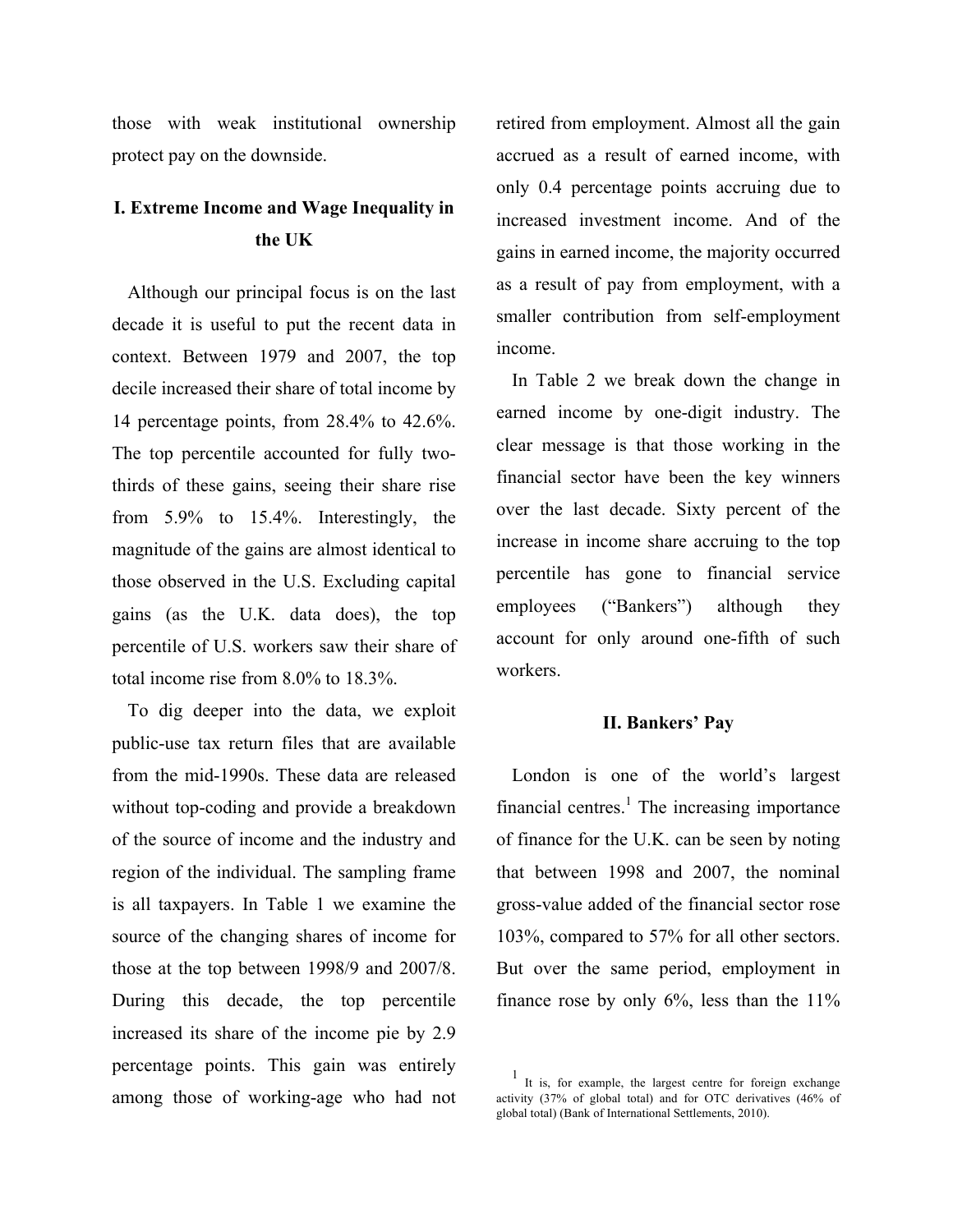those with weak institutional ownership protect pay on the downside.

## I. Extreme Income and Wage Inequality in the UK

Although our principal focus is on the last decade it is useful to put the recent data in context. Between 1979 and 2007, the top decile increased their share of total income by 14 percentage points, from 28.4% to 42.6%. The top percentile accounted for fully two-thirds of these gains, seeing their share rise from 5.9% to 15.4%. Interestingly, the magnitude of the gains are almost identical to those observed in the U.S. Excluding capital gains (as the U.K. data does), the top percentile of U.S. workers saw their share of total income rise from 8.0% to 18.3%.

To dig deeper into the data, we exploit public-use tax return files that are available from the mid-1990s. These data are released without top-coding and provide a breakdown of the source of income and the industry and region of the individual. The sampling frame is all taxpayers. In Table 1 we examine the source of the changing shares of income for those at the top between 1998/9 and 2007/8. During this decade, the top percentile increased its share of the income pie by 2.9 percentage points. This gain was entirely among those of working-age who had not retired from employment. Almost all the gain accrued as a result of earned income, with only 0.4 percentage points accruing due to increased investment income. And of the gains in earned income, the majority occurred as a result of pay from employment, with a smaller contribution from self-employment income.

In Table 2 we break down the change in earned income by one-digit industry. The clear message is that those working in the financial sector have been the key winners over the last decade. Sixty percent of the increase in income share accruing to the top percentile has gone to financial service employees ("Bankers") although they account for only around one-fifth of such workers.

## II. Bankers' Pay

London is one of the world's largest financial centres.[1] The increasing importance of finance for the U.K. can be seen by noting that between 1998 and 2007, the nominal gross-value added of the financial sector rose 103%, compared to 57% for all other sectors. But over the same period, employment in finance rose by only 6%, less than the 11%

[1] It is, for example, the largest centre for foreign exchange activity (37% of global total) and for OTC derivatives (46% of global total) (Bank of International Settlements, 2010).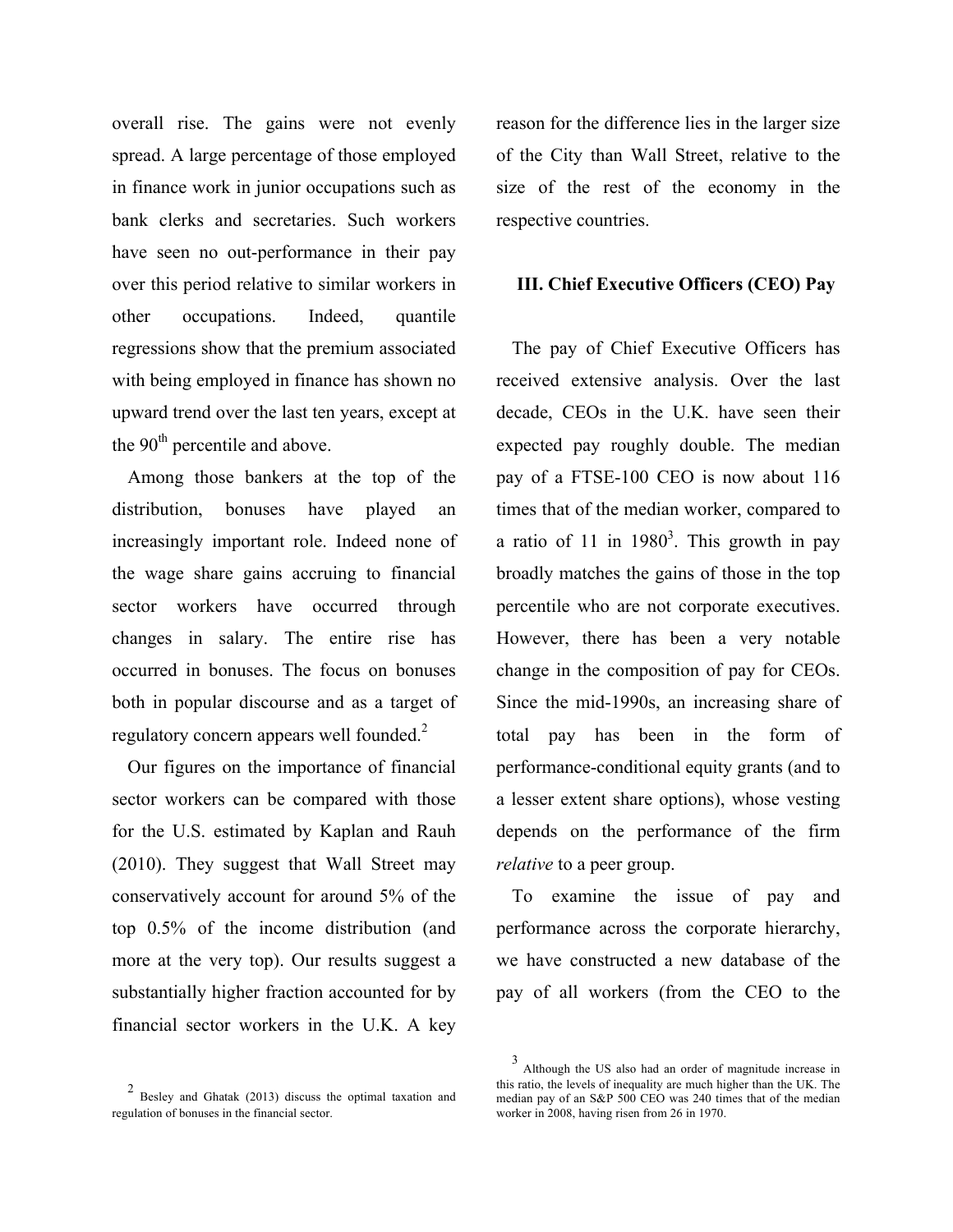overall rise. The gains were not evenly spread. A large percentage of those employed in finance work in junior occupations such as bank clerks and secretaries. Such workers have seen no out-performance in their pay over this period relative to similar workers in other occupations. Indeed, quantile regressions show that the premium associated with being employed in finance has shown no upward trend over the last ten years, except at the 90$^{th}$ percentile and above.

Among those bankers at the top of the distribution, bonuses have played an increasingly important role. Indeed none of the wage share gains accruing to financial sector workers have occurred through changes in salary. The entire rise has occurred in bonuses. The focus on bonuses both in popular discourse and as a target of regulatory concern appears well founded.[2]

Our figures on the importance of financial sector workers can be compared with those for the U.S. estimated by Kaplan and Rauh (2010). They suggest that Wall Street may conservatively account for around 5% of the top 0.5% of the income distribution (and more at the very top). Our results suggest a substantially higher fraction accounted for by financial sector workers in the U.K. A key reason for the difference lies in the larger size of the City than Wall Street, relative to the size of the rest of the economy in the respective countries.

### III. Chief Executive Officers (CEO) Pay

The pay of Chief Executive Officers has received extensive analysis. Over the last decade, CEOs in the U.K. have seen their expected pay roughly double. The median pay of a FTSE-100 CEO is now about 116 times that of the median worker, compared to a ratio of 11 in 1980[3]. This growth in pay broadly matches the gains of those in the top percentile who are not corporate executives. However, there has been a very notable change in the composition of pay for CEOs. Since the mid-1990s, an increasing share of total pay has been in the form of performance-conditional equity grants (and to a lesser extent share options), whose vesting depends on the performance of the firm *relative* to a peer group.

To examine the issue of pay and performance across the corporate hierarchy, we have constructed a new database of the pay of all workers (from the CEO to the

---

[2] Besley and Ghatak (2013) discuss the optimal taxation and regulation of bonuses in the financial sector.

[3] Although the US also had an order of magnitude increase in this ratio, the levels of inequality are much higher than the UK. The median pay of an S&P 500 CEO was 240 times that of the median worker in 2008, having risen from 26 in 1970.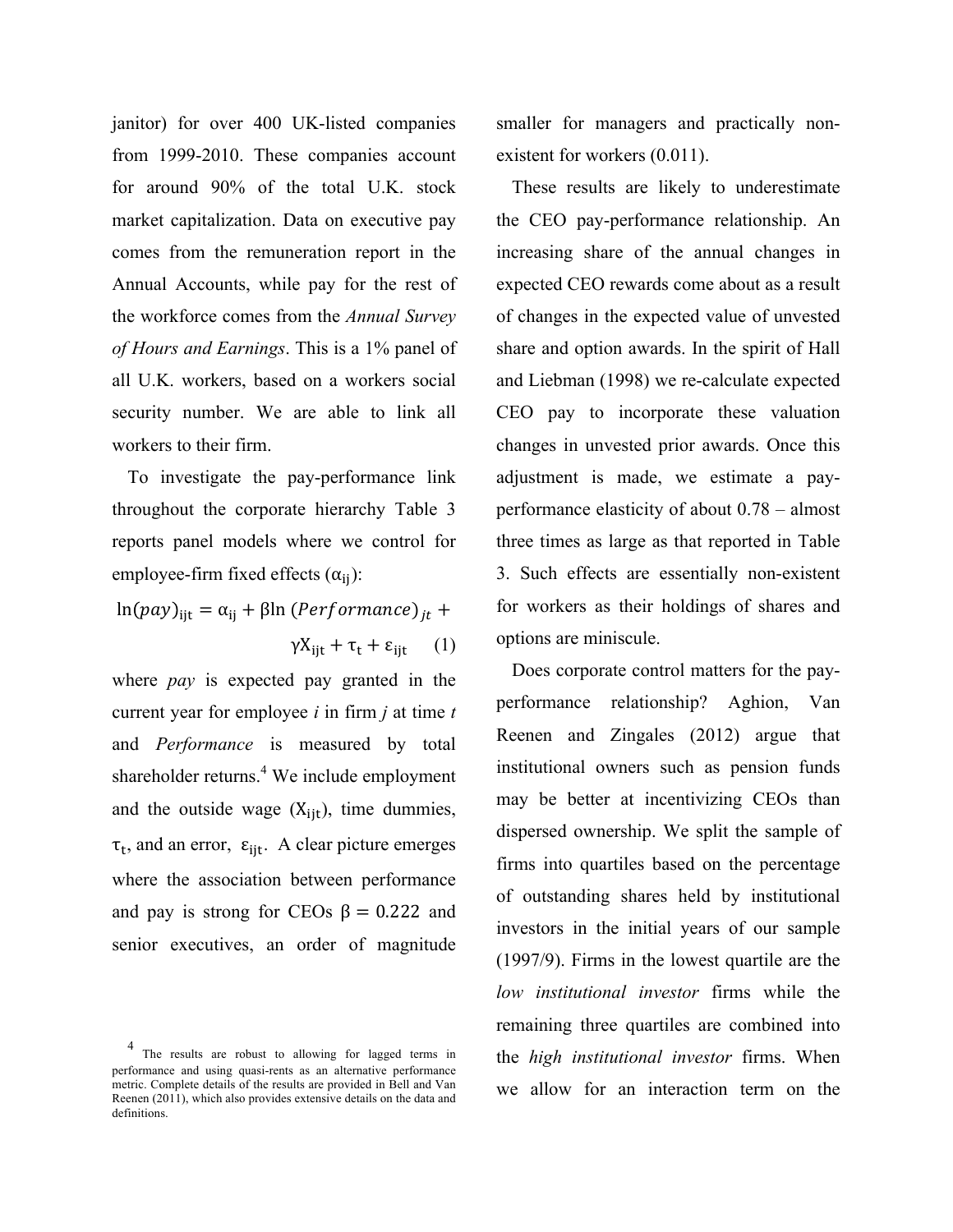janitor) for over 400 UK-listed companies from 1999-2010. These companies account for around 90% of the total U.K. stock market capitalization. Data on executive pay comes from the remuneration report in the Annual Accounts, while pay for the rest of the workforce comes from the *Annual Survey of Hours and Earnings*. This is a 1% panel of all U.K. workers, based on a workers social security number. We are able to link all workers to their firm.

To investigate the pay-performance link throughout the corporate hierarchy Table 3 reports panel models where we control for employee-firm fixed effects ($\alpha_{ij}$):

$$\ln(pay)_{ijt} = \alpha_{ij} + \beta \ln(Performance)_{jt} + \gamma X_{ijt} + \tau_t + \varepsilon_{ijt} \quad (1)$$

where *pay* is expected pay granted in the current year for employee *i* in firm *j* at time *t* and *Performance* is measured by total shareholder returns.[4] We include employment and the outside wage ($X_{ijt}$), time dummies, $\tau_t$, and an error, $\varepsilon_{ijt}$. A clear picture emerges where the association between performance and pay is strong for CEOs $\beta = 0.222$ and senior executives, an order of magnitude smaller for managers and practically non-existent for workers (0.011).

These results are likely to underestimate the CEO pay-performance relationship. An increasing share of the annual changes in expected CEO rewards come about as a result of changes in the expected value of unvested share and option awards. In the spirit of Hall and Liebman (1998) we re-calculate expected CEO pay to incorporate these valuation changes in unvested prior awards. Once this adjustment is made, we estimate a pay-performance elasticity of about 0.78 – almost three times as large as that reported in Table 3. Such effects are essentially non-existent for workers as their holdings of shares and options are miniscule.

Does corporate control matters for the pay-performance relationship? Aghion, Van Reenen and Zingales (2012) argue that institutional owners such as pension funds may be better at incentivizing CEOs than dispersed ownership. We split the sample of firms into quartiles based on the percentage of outstanding shares held by institutional investors in the initial years of our sample (1997/9). Firms in the lowest quartile are the *low institutional investor* firms while the remaining three quartiles are combined into the *high institutional investor* firms. When we allow for an interaction term on the

[4] The results are robust to allowing for lagged terms in performance and using quasi-rents as an alternative performance metric. Complete details of the results are provided in Bell and Van Reenen (2011), which also provides extensive details on the data and definitions.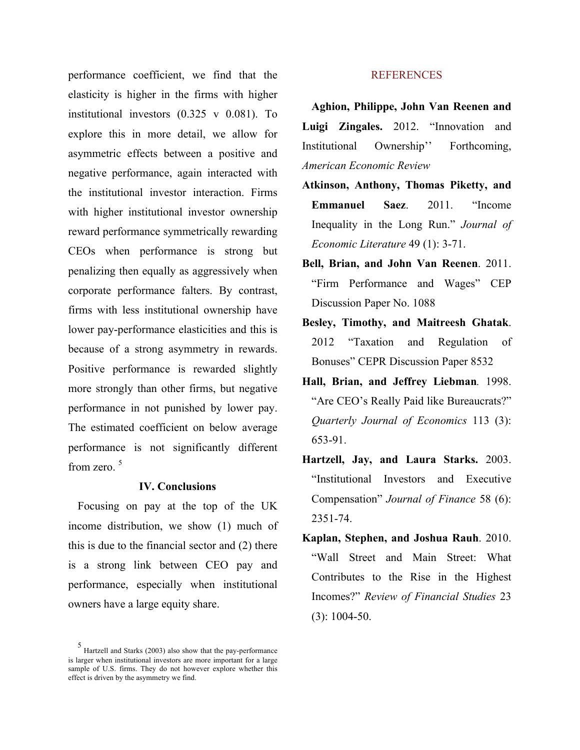performance coefficient, we find that the elasticity is higher in the firms with higher institutional investors (0.325 v 0.081). To explore this in more detail, we allow for asymmetric effects between a positive and negative performance, again interacted with the institutional investor interaction. Firms with higher institutional investor ownership reward performance symmetrically rewarding CEOs when performance is strong but penalizing then equally as aggressively when corporate performance falters. By contrast, firms with less institutional ownership have lower pay-performance elasticities and this is because of a strong asymmetry in rewards. Positive performance is rewarded slightly more strongly than other firms, but negative performance in not punished by lower pay. The estimated coefficient on below average performance is not significantly different from zero. [5]

## IV. Conclusions

Focusing on pay at the top of the UK income distribution, we show (1) much of this is due to the financial sector and (2) there is a strong link between CEO pay and performance, especially when institutional owners have a large equity share.

[5] Hartzell and Starks (2003) also show that the pay-performance is larger when institutional investors are more important for a large sample of U.S. firms. They do not however explore whether this effect is driven by the asymmetry we find.

## REFERENCES

**Aghion, Philippe, John Van Reenen and Luigi Zingales.** 2012. "Innovation and Institutional Ownership'' Forthcoming, *American Economic Review*

**Atkinson, Anthony, Thomas Piketty, and Emmanuel Saez**. 2011. "Income Inequality in the Long Run." *Journal of Economic Literature* 49 (1): 3-71.

**Bell, Brian, and John Van Reenen**. 2011. "Firm Performance and Wages" CEP Discussion Paper No. 1088

**Besley, Timothy, and Maitreesh Ghatak**. 2012 "Taxation and Regulation of Bonuses" CEPR Discussion Paper 8532

**Hall, Brian, and Jeffrey Liebman**. 1998. "Are CEO's Really Paid like Bureaucrats?" *Quarterly Journal of Economics* 113 (3): 653-91.

**Hartzell, Jay, and Laura Starks.** 2003. "Institutional Investors and Executive Compensation" *Journal of Finance* 58 (6): 2351-74.

**Kaplan, Stephen, and Joshua Rauh**. 2010. "Wall Street and Main Street: What Contributes to the Rise in the Highest Incomes?" *Review of Financial Studies* 23 (3): 1004-50.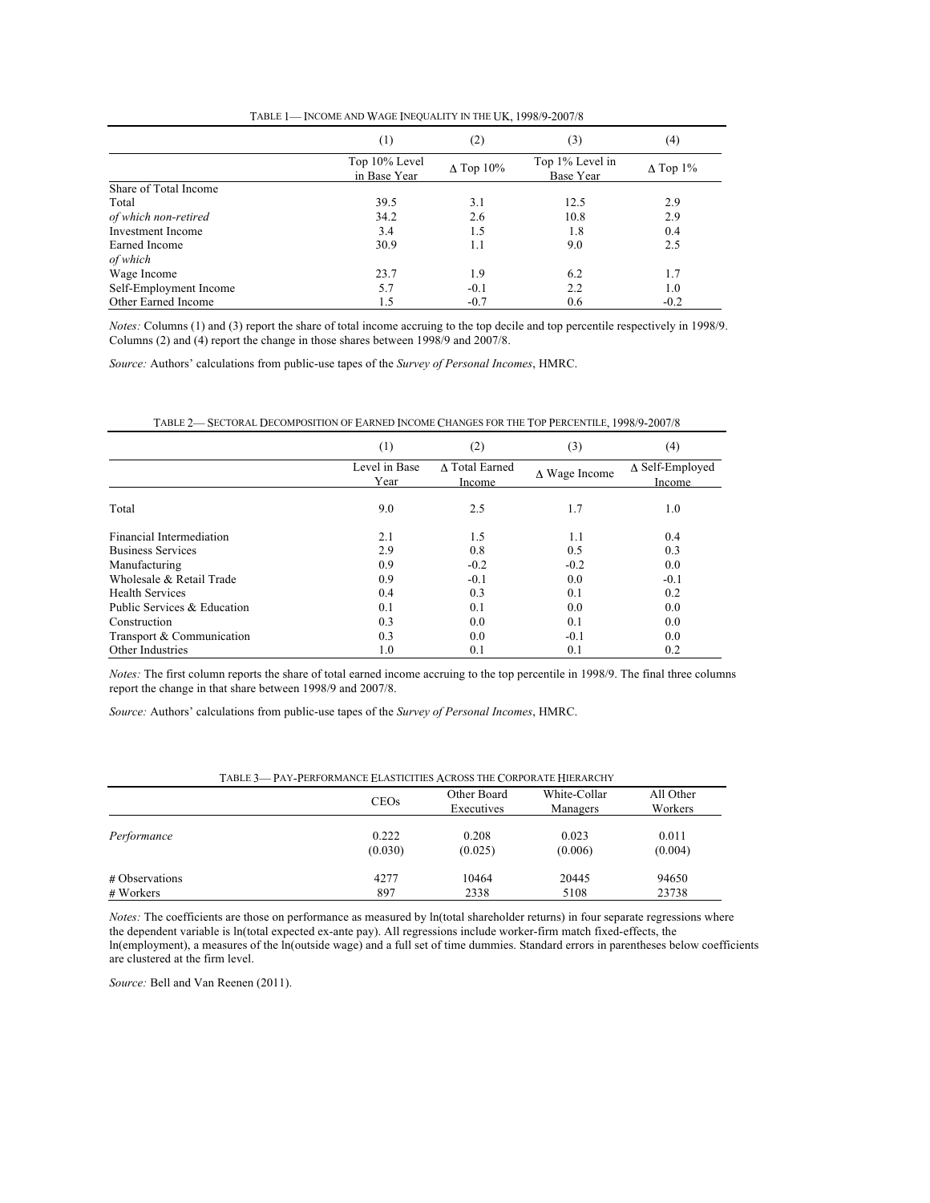TABLE 1— INCOME AND WAGE INEQUALITY IN THE UK, 1998/9-2007/8

| | (1) | (2) | (3) | (4) |
|---|---|---|---|---|
| | Top 10% Level in Base Year | Δ Top 10% | Top 1% Level in Base Year | Δ Top 1% |
| Share of Total Income | | | | |
| Total | 39.5 | 3.1 | 12.5 | 2.9 |
| *of which non-retired* | 34.2 | 2.6 | 10.8 | 2.9 |
| Investment Income | 3.4 | 1.5 | 1.8 | 0.4 |
| Earned Income | 30.9 | 1.1 | 9.0 | 2.5 |
| *of which* | | | | |
| Wage Income | 23.7 | 1.9 | 6.2 | 1.7 |
| Self-Employment Income | 5.7 | -0.1 | 2.2 | 1.0 |
| Other Earned Income | 1.5 | -0.7 | 0.6 | -0.2 |

*Notes:* Columns (1) and (3) report the share of total income accruing to the top decile and top percentile respectively in 1998/9. Columns (2) and (4) report the change in those shares between 1998/9 and 2007/8.

*Source:* Authors' calculations from public-use tapes of the *Survey of Personal Incomes*, HMRC.

TABLE 2— SECTORAL DECOMPOSITION OF EARNED INCOME CHANGES FOR THE TOP PERCENTILE, 1998/9-2007/8

| | (1) | (2) | (3) | (4) |
|---|---|---|---|---|
| | Level in Base Year | Δ Total Earned Income | Δ Wage Income | Δ Self-Employed Income |
| Total | 9.0 | 2.5 | 1.7 | 1.0 |
| Financial Intermediation | 2.1 | 1.5 | 1.1 | 0.4 |
| Business Services | 2.9 | 0.8 | 0.5 | 0.3 |
| Manufacturing | 0.9 | -0.2 | -0.2 | 0.0 |
| Wholesale & Retail Trade | 0.9 | -0.1 | 0.0 | -0.1 |
| Health Services | 0.4 | 0.3 | 0.1 | 0.2 |
| Public Services & Education | 0.1 | 0.1 | 0.0 | 0.0 |
| Construction | 0.3 | 0.0 | 0.1 | 0.0 |
| Transport & Communication | 0.3 | 0.0 | -0.1 | 0.0 |
| Other Industries | 1.0 | 0.1 | 0.1 | 0.2 |

*Notes:* The first column reports the share of total earned income accruing to the top percentile in 1998/9. The final three columns report the change in that share between 1998/9 and 2007/8.

*Source:* Authors' calculations from public-use tapes of the *Survey of Personal Incomes*, HMRC.

TABLE 3— PAY-PERFORMANCE ELASTICITIES ACROSS THE CORPORATE HIERARCHY

| | CEOs | Other Board Executives | White-Collar Managers | All Other Workers |
|---|---|---|---|---|
| *Performance* | 0.222 | 0.208 | 0.023 | 0.011 |
| | (0.030) | (0.025) | (0.006) | (0.004) |
| # Observations | 4277 | 10464 | 20445 | 94650 |
| # Workers | 897 | 2338 | 5108 | 23738 |

*Notes:* The coefficients are those on performance as measured by ln(total shareholder returns) in four separate regressions where the dependent variable is ln(total expected ex-ante pay). All regressions include worker-firm match fixed-effects, the ln(employment), a measures of the ln(outside wage) and a full set of time dummies. Standard errors in parentheses below coefficients are clustered at the firm level.

*Source:* Bell and Van Reenen (2011).